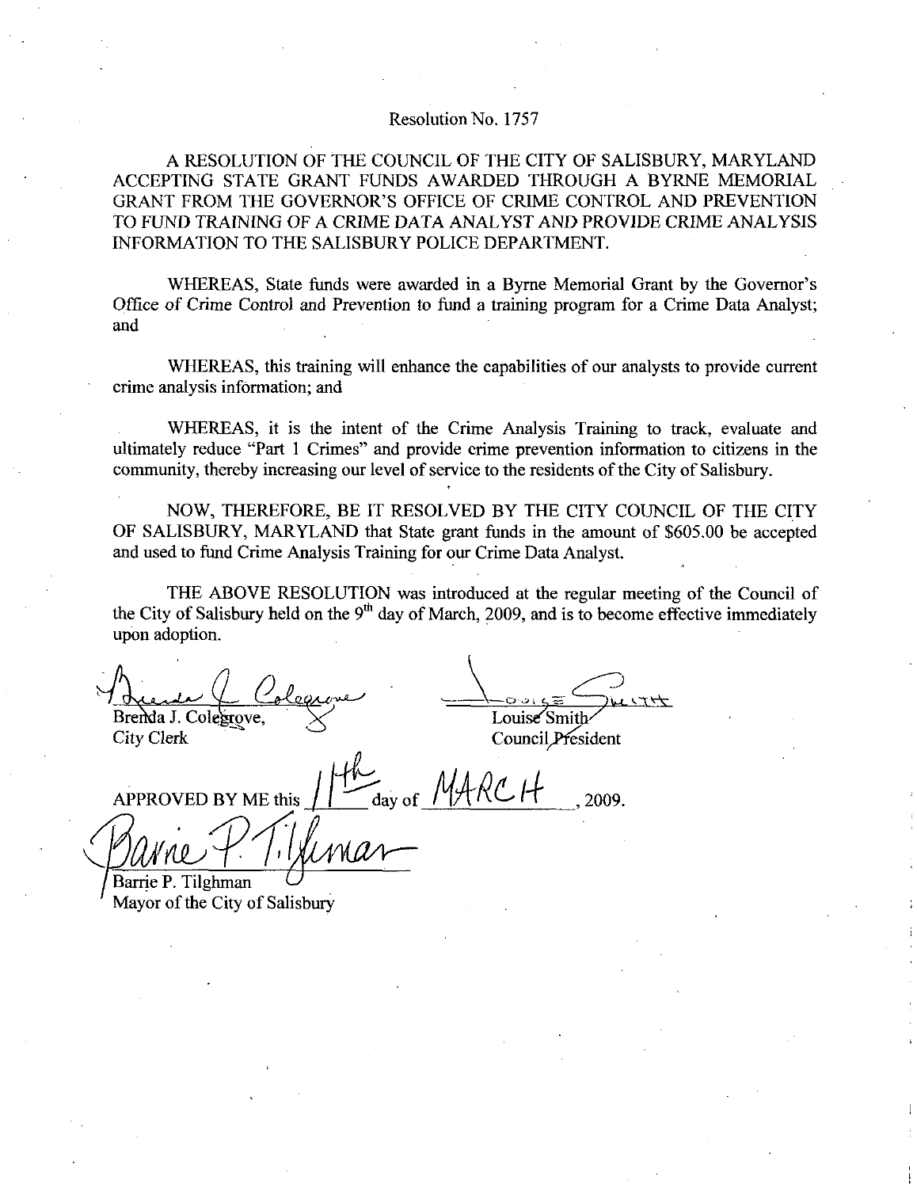Resolution No. 1757

A RESOLUTION OF THE COUNCIL OF THE CITY OF SALISBURY, MARYLAND ACCEPTING STATE GRANT FUNDS AWARDED THROUGH A BYRNE MEMORIAL GRANT FROM THE GOVERNOR'S OFFICE OF CRIME CONTROL AND PREVENTION TO FUND TRAINING OF A CRIME DATA ANALYST AND PROVIDE CRIME ANALYSIS INFORMATION TO THE SALISBURY POLICE DEPARTMENT.

WHEREAS, State funds were awarded in a Byrne Memorial Grant by the Governor's Office of Crime Control and Prevention to fund a training program for a Crime Data Analyst; and

WHEREAS, this training will enhance the capabilities of our analysts to provide current crime analysis information; and

WHEREAS, it is the intent of the Crime Analysis Training to track, evaluate and ultimately reduce "Part 1 Crimes" and provide crime prevention information to citizens in the community, thereby increasing our level of service to the residents of the City of Salisbury.

NOW, THEREFORE, BE IT RESOLVED BY THE CITY COUNCIL OF THE CITY OF SALISBURY, MARYLAND that State grant funds in the amount of $605.00 be accepted and used to fund Crime Analysis Training for our Crime Data Analyst.

THE ABOVE RESOLUTION was introduced at the regular meeting of the Council of the City of Salisbury held on the 9th day of March, 2009, and is to become effective immediately upon adoption.

Brenda J. Colegrove,
City Clerk

Louise Smith
Council President

APPROVED BY ME this 11th day of MARCH, 2009.

Barrie P. Tilghman
Mayor of the City of Salisbury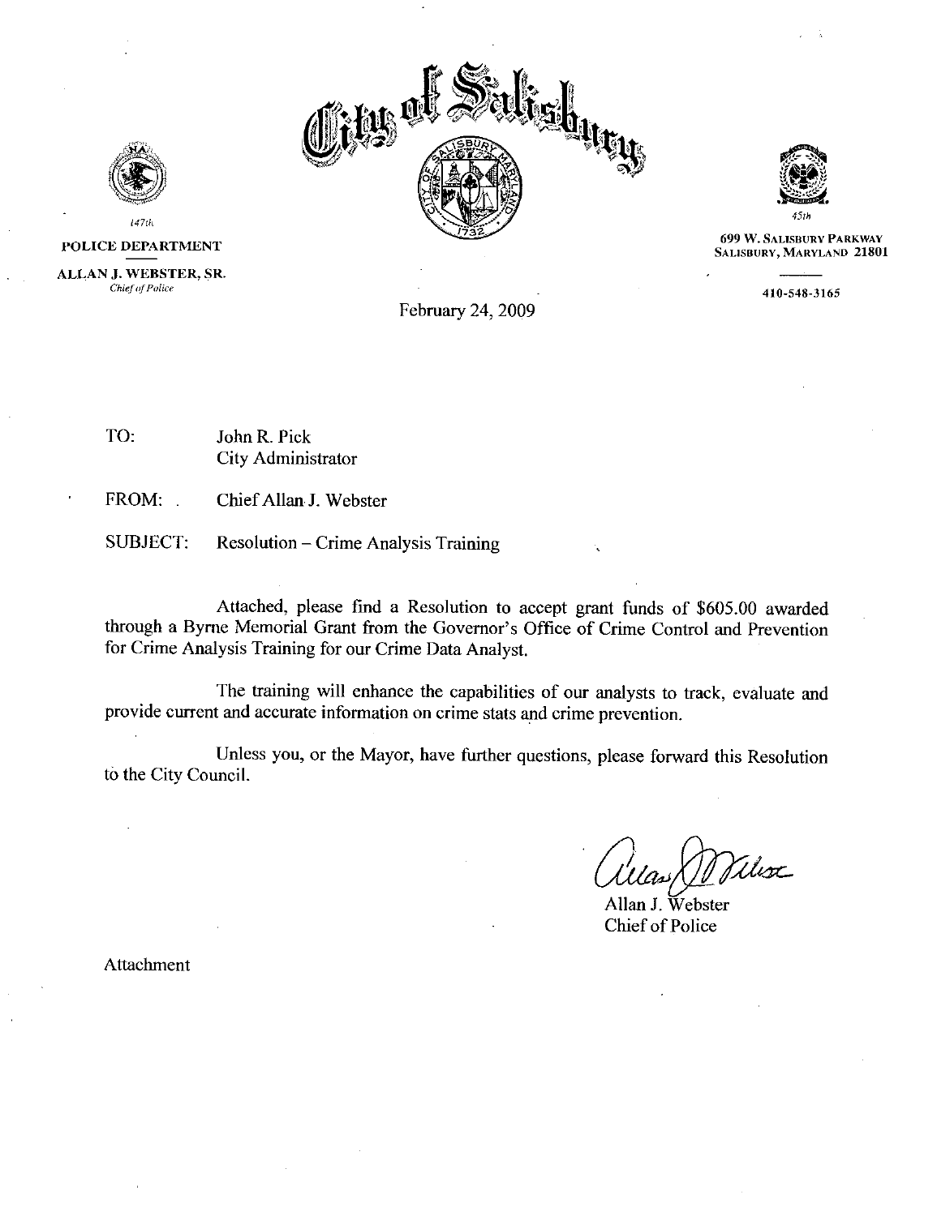# City of Salisbury

147th

**POLICE DEPARTMENT**

**ALLAN J. WEBSTER, SR.**
*Chief of Police*

SALISBURY MARYLAND 1732

45th

**699 W. SALISBURY PARKWAY**
**SALISBURY, MARYLAND 21801**

410-548-3165

February 24, 2009

TO: John R. Pick
City Administrator

FROM: Chief Allan J. Webster

SUBJECT: Resolution – Crime Analysis Training

Attached, please find a Resolution to accept grant funds of $605.00 awarded through a Byrne Memorial Grant from the Governor's Office of Crime Control and Prevention for Crime Analysis Training for our Crime Data Analyst.

The training will enhance the capabilities of our analysts to track, evaluate and provide current and accurate information on crime stats and crime prevention.

Unless you, or the Mayor, have further questions, please forward this Resolution to the City Council.

Allan J. Webster
Chief of Police

Attachment